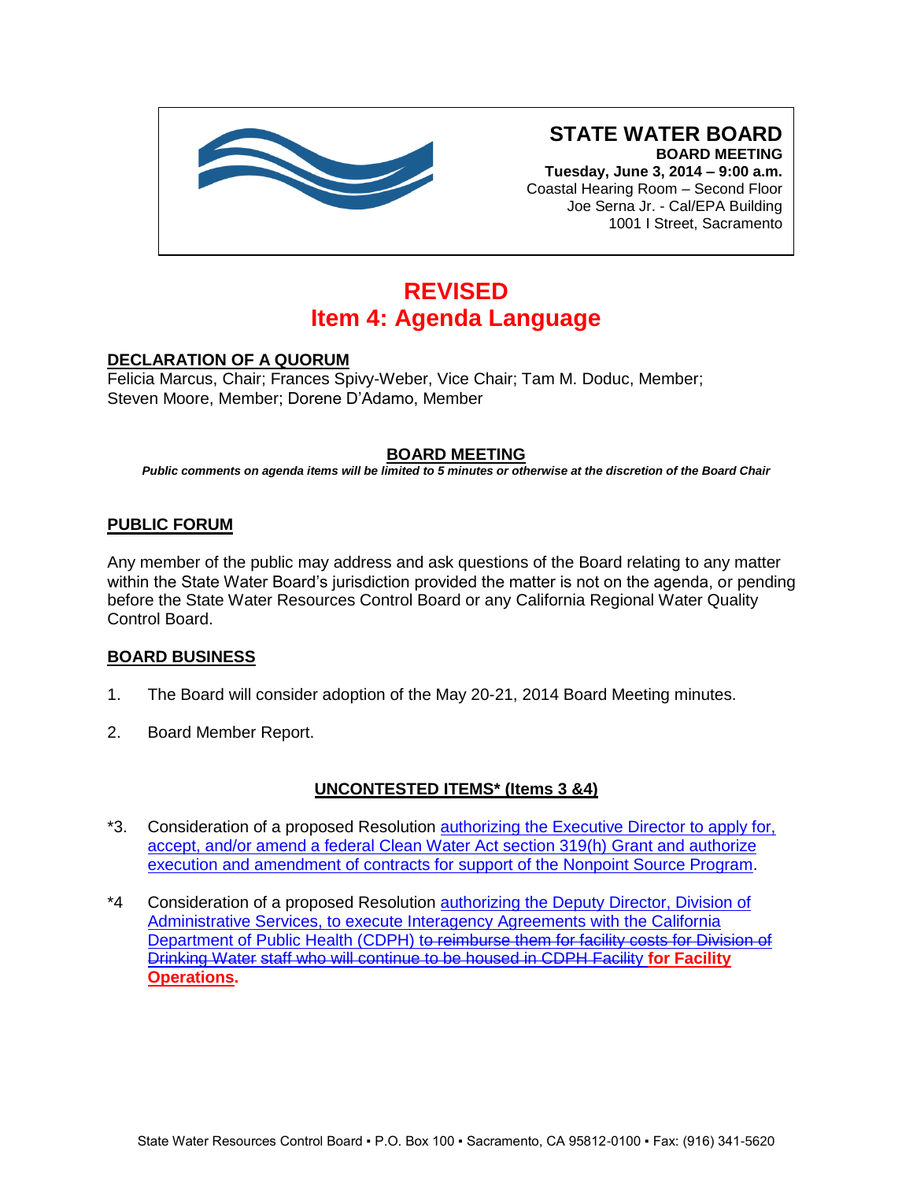# STATE WATER BOARD

**BOARD MEETING**
**Tuesday, June 3, 2014 – 9:00 a.m.**
Coastal Hearing Room – Second Floor
Joe Serna Jr. - Cal/EPA Building
1001 I Street, Sacramento

## REVISED
## Item 4: Agenda Language

**DECLARATION OF A QUORUM**
Felicia Marcus, Chair; Frances Spivy-Weber, Vice Chair; Tam M. Doduc, Member; Steven Moore, Member; Dorene D'Adamo, Member

**BOARD MEETING**
***Public comments on agenda items will be limited to 5 minutes or otherwise at the discretion of the Board Chair***

**PUBLIC FORUM**

Any member of the public may address and ask questions of the Board relating to any matter within the State Water Board's jurisdiction provided the matter is not on the agenda, or pending before the State Water Resources Control Board or any California Regional Water Quality Control Board.

**BOARD BUSINESS**

1. The Board will consider adoption of the May 20-21, 2014 Board Meeting minutes.

2. Board Member Report.

**UNCONTESTED ITEMS* (Items 3 &4)**

*3. Consideration of a proposed Resolution authorizing the Executive Director to apply for, accept, and/or amend a federal Clean Water Act section 319(h) Grant and authorize execution and amendment of contracts for support of the Nonpoint Source Program.

*4 Consideration of a proposed Resolution authorizing the Deputy Director, Division of Administrative Services, to execute Interagency Agreements with the California Department of Public Health (CDPH) ~~to reimburse them for facility costs for Division of Drinking Water staff who will continue to be housed in CDPH Facility~~ **for Facility Operations.**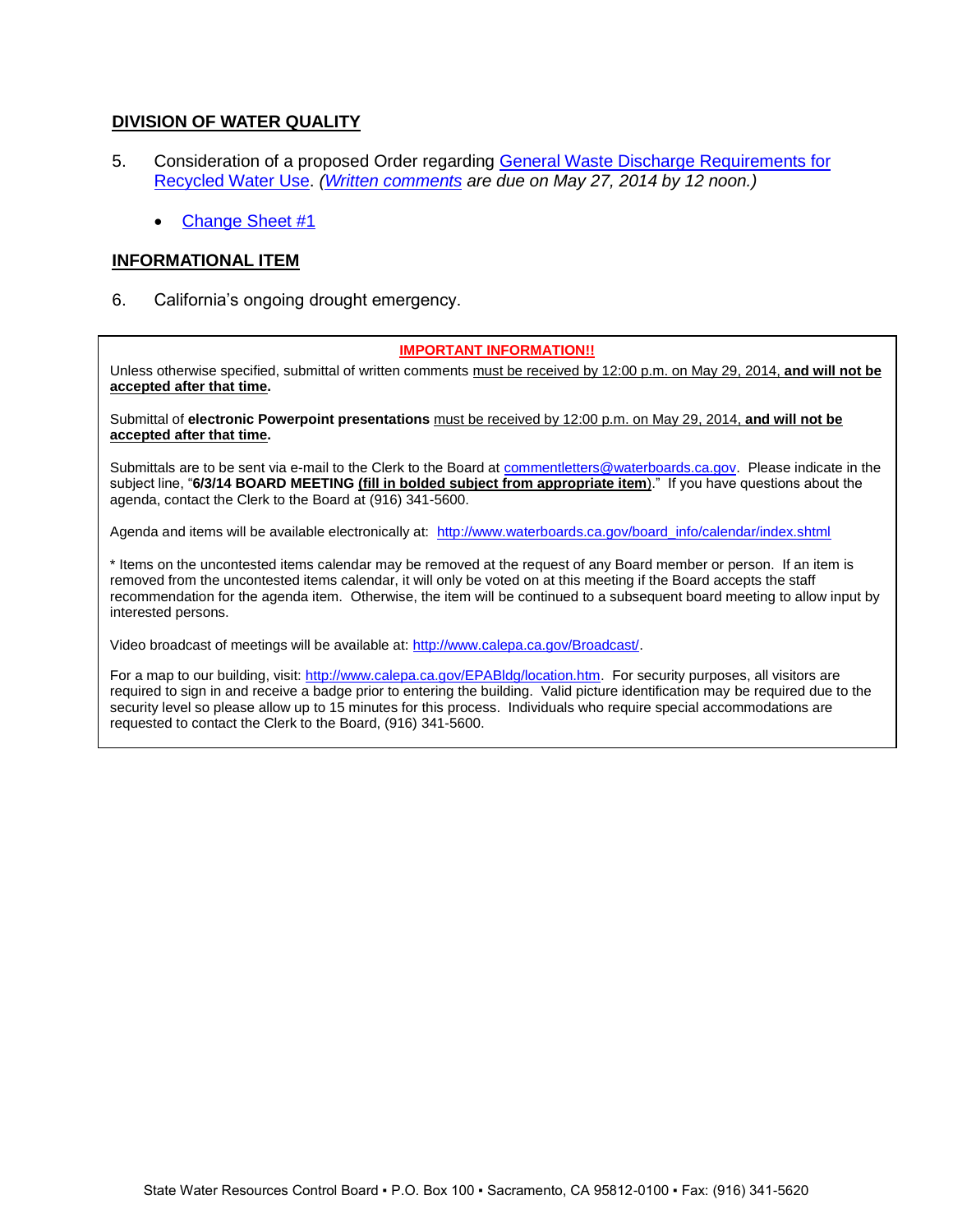## DIVISION OF WATER QUALITY

5. Consideration of a proposed Order regarding General Waste Discharge Requirements for Recycled Water Use. *(Written comments are due on May 27, 2014 by 12 noon.)*

   - Change Sheet #1

## INFORMATIONAL ITEM

6. California's ongoing drought emergency.

---

**IMPORTANT INFORMATION!!**

Unless otherwise specified, submittal of written comments must be received by 12:00 p.m. on May 29, 2014, **and will not be accepted after that time.**

Submittal of **electronic Powerpoint presentations** must be received by 12:00 p.m. on May 29, 2014, **and will not be accepted after that time.**

Submittals are to be sent via e-mail to the Clerk to the Board at commentletters@waterboards.ca.gov. Please indicate in the subject line, "**6/3/14 BOARD MEETING (fill in bolded subject from appropriate item)**." If you have questions about the agenda, contact the Clerk to the Board at (916) 341-5600.

Agenda and items will be available electronically at: http://www.waterboards.ca.gov/board_info/calendar/index.shtml

* Items on the uncontested items calendar may be removed at the request of any Board member or person. If an item is removed from the uncontested items calendar, it will only be voted on at this meeting if the Board accepts the staff recommendation for the agenda item. Otherwise, the item will be continued to a subsequent board meeting to allow input by interested persons.

Video broadcast of meetings will be available at: http://www.calepa.ca.gov/Broadcast/.

For a map to our building, visit: http://www.calepa.ca.gov/EPABldg/location.htm. For security purposes, all visitors are required to sign in and receive a badge prior to entering the building. Valid picture identification may be required due to the security level so please allow up to 15 minutes for this process. Individuals who require special accommodations are requested to contact the Clerk to the Board, (916) 341-5600.

State Water Resources Control Board ▪ P.O. Box 100 ▪ Sacramento, CA 95812-0100 ▪ Fax: (916) 341-5620